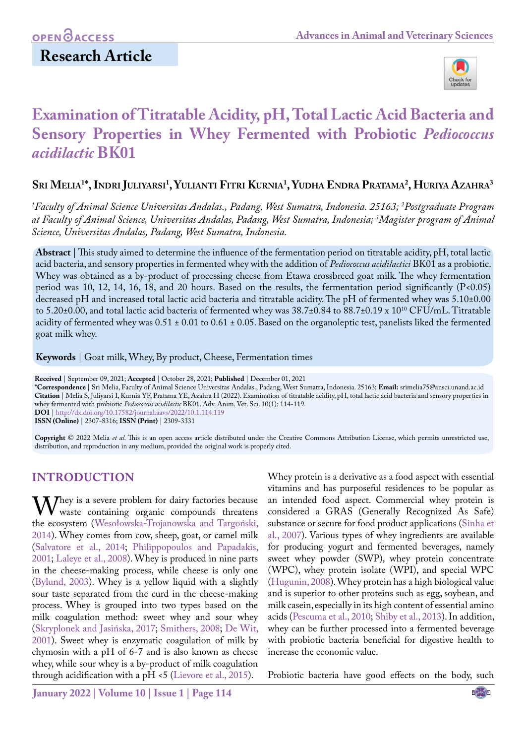Research Article

# Examination of Titratable Acidity, pH, Total Lactic Acid Bacteria and Sensory Properties in Whey Fermented with Probiotic *Pediococcus acidilactic* BK01

**Sri Melia[1]*, Indri Juliyarsi[1], Yulianti Fitri Kurnia[1], Yudha Endra Pratama[2], Huriya Azahra[3]**

*[1]Faculty of Animal Science Universitas Andalas., Padang, West Sumatra, Indonesia. 25163; [2]Postgraduate Program at Faculty of Animal Science, Universitas Andalas, Padang, West Sumatra, Indonesia; [3]Magister program of Animal Science, Universitas Andalas, Padang, West Sumatra, Indonesia.*

**Abstract** | This study aimed to determine the influence of the fermentation period on titratable acidity, pH, total lactic acid bacteria, and sensory properties in fermented whey with the addition of *Pediococcus acidilactici* BK01 as a probiotic. Whey was obtained as a by-product of processing cheese from Etawa crossbreed goat milk. The whey fermentation period was 10, 12, 14, 16, 18, and 20 hours. Based on the results, the fermentation period significantly ($P<0.05$) decreased pH and increased total lactic acid bacteria and titratable acidity. The pH of fermented whey was 5.10±0.00 to 5.20±0.00, and total lactic acid bacteria of fermented whey was 38.7±0.84 to 88.7±0.19 x $10^{10}$ CFU/mL. Titratable acidity of fermented whey was 0.51 ± 0.01 to 0.61 ± 0.05. Based on the organoleptic test, panelists liked the fermented goat milk whey.

**Keywords** | Goat milk, Whey, By product, Cheese, Fermentation times

**Received** | September 09, 2021; **Accepted** | October 28, 2021; **Published** | December 01, 2021
***Correspondence** | Sri Melia, Faculty of Animal Science Universitas Andalas., Padang, West Sumatra, Indonesia. 25163; **Email:** srimelia75@ansci.unand.ac.id
**Citation** | Melia S, Juliyarsi I, Kurnia YF, Pratama YE, Azahra H (2022). Examination of titratable acidity, pH, total lactic acid bacteria and sensory properties in whey fermented with probiotic *Pediococcus acidilactic* BK01. Adv. Anim. Vet. Sci. 10(1): 114-119.
**DOI** | http://dx.doi.org/10.17582/journal.aavs/2022/10.1.114.119
**ISSN (Online)** | 2307-8316; **ISSN (Print)** | 2309-3331

**Copyright** © 2022 Melia *et al*. This is an open access article distributed under the Creative Commons Attribution License, which permits unrestricted use, distribution, and reproduction in any medium, provided the original work is properly cited.

## INTRODUCTION

Whey is a severe problem for dairy factories because waste containing organic compounds threatens the ecosystem (Wesołowska-Trojanowska and Targoński, 2014). Whey comes from cow, sheep, goat, or camel milk (Salvatore et al., 2014; Philippopoulos and Papadakis, 2001; Laleye et al., 2008). Whey is produced in nine parts in the cheese-making process, while cheese is only one (Bylund, 2003). Whey is a yellow liquid with a slightly sour taste separated from the curd in the cheese-making process. Whey is grouped into two types based on the milk coagulation method: sweet whey and sour whey (Skryplonek and Jasińska, 2017; Smithers, 2008; De Wit, 2001). Sweet whey is enzymatic coagulation of milk by chymosin with a pH of 6-7 and is also known as cheese whey, while sour whey is a by-product of milk coagulation through acidification with a pH <5 (Lievore et al., 2015).

Whey protein is a derivative as a food aspect with essential vitamins and has purposeful residences to be popular as an intended food aspect. Commercial whey protein is considered a GRAS (Generally Recognized As Safe) substance or secure for food product applications (Sinha et al., 2007). Various types of whey ingredients are available for producing yogurt and fermented beverages, namely sweet whey powder (SWP), whey protein concentrate (WPC), whey protein isolate (WPI), and special WPC (Hugunin, 2008). Whey protein has a high biological value and is superior to other proteins such as egg, soybean, and milk casein, especially in its high content of essential amino acids (Pescuma et al., 2010; Shiby et al., 2013). In addition, whey can be further processed into a fermented beverage with probiotic bacteria beneficial for digestive health to increase the economic value.

Probiotic bacteria have good effects on the body, such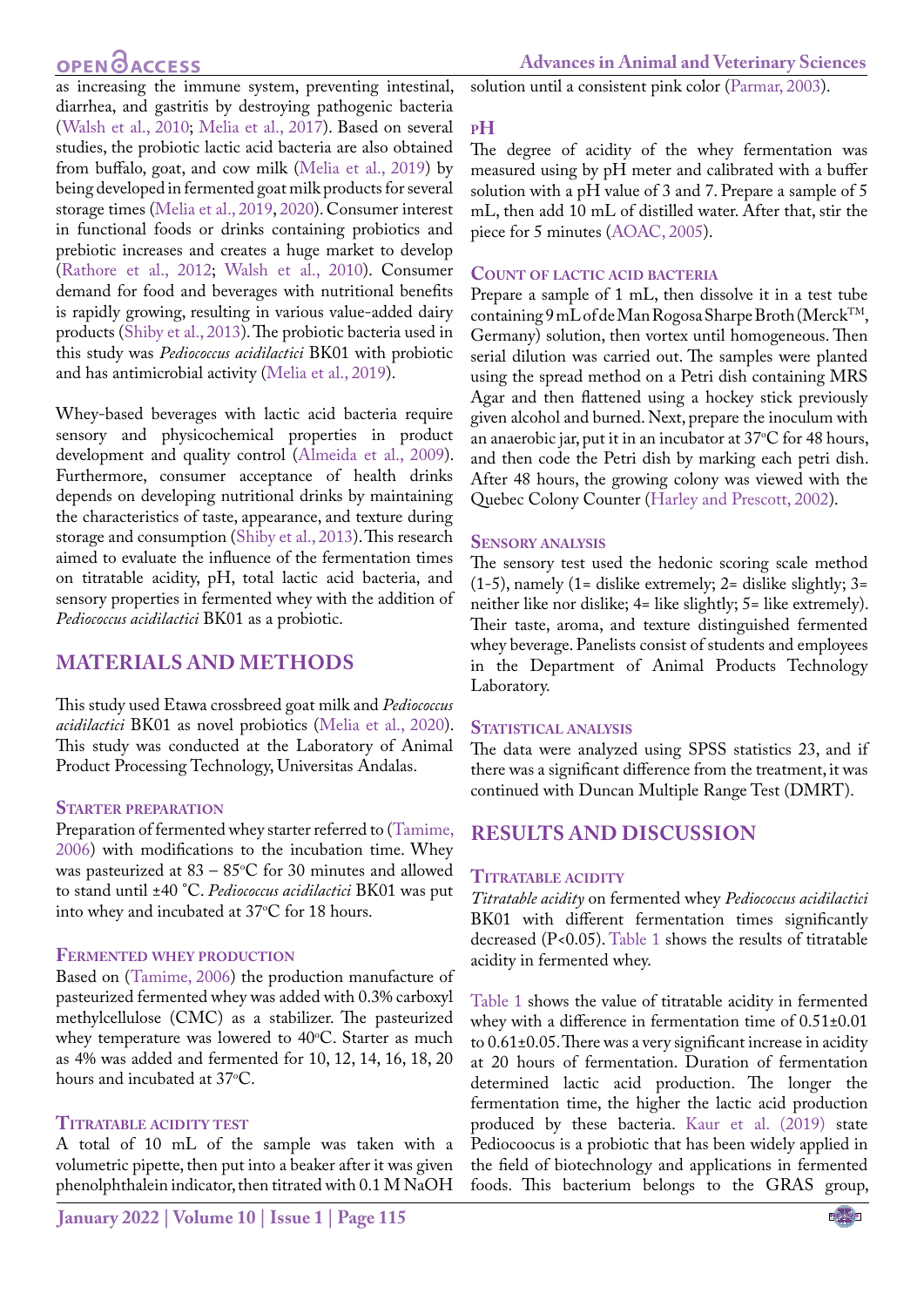as increasing the immune system, preventing intestinal, diarrhea, and gastritis by destroying pathogenic bacteria (Walsh et al., 2010; Melia et al., 2017). Based on several studies, the probiotic lactic acid bacteria are also obtained from buffalo, goat, and cow milk (Melia et al., 2019) by being developed in fermented goat milk products for several storage times (Melia et al., 2019, 2020). Consumer interest in functional foods or drinks containing probiotics and prebiotic increases and creates a huge market to develop (Rathore et al., 2012; Walsh et al., 2010). Consumer demand for food and beverages with nutritional benefits is rapidly growing, resulting in various value-added dairy products (Shiby et al., 2013). The probiotic bacteria used in this study was *Pediococcus acidilactici* BK01 with probiotic and has antimicrobial activity (Melia et al., 2019).

Whey-based beverages with lactic acid bacteria require sensory and physicochemical properties in product development and quality control (Almeida et al., 2009). Furthermore, consumer acceptance of health drinks depends on developing nutritional drinks by maintaining the characteristics of taste, appearance, and texture during storage and consumption (Shiby et al., 2013). This research aimed to evaluate the influence of the fermentation times on titratable acidity, pH, total lactic acid bacteria, and sensory properties in fermented whey with the addition of *Pediococcus acidilactici* BK01 as a probiotic.

## MATERIALS AND METHODS

This study used Etawa crossbreed goat milk and *Pediococcus acidilactici* BK01 as novel probiotics (Melia et al., 2020). This study was conducted at the Laboratory of Animal Product Processing Technology, Universitas Andalas.

### Starter preparation

Preparation of fermented whey starter referred to (Tamime, 2006) with modifications to the incubation time. Whey was pasteurized at 83 – 85°C for 30 minutes and allowed to stand until ±40 ˚C. *Pediococcus acidilactici* BK01 was put into whey and incubated at 37°C for 18 hours.

### Fermented whey production

Based on (Tamime, 2006) the production manufacture of pasteurized fermented whey was added with 0.3% carboxyl methylcellulose (CMC) as a stabilizer. The pasteurized whey temperature was lowered to 40°C. Starter as much as 4% was added and fermented for 10, 12, 14, 16, 18, 20 hours and incubated at 37°C.

### Titratable acidity test

A total of 10 mL of the sample was taken with a volumetric pipette, then put into a beaker after it was given phenolphthalein indicator, then titrated with 0.1 M NaOH solution until a consistent pink color (Parmar, 2003).

### pH

The degree of acidity of the whey fermentation was measured using by pH meter and calibrated with a buffer solution with a pH value of 3 and 7. Prepare a sample of 5 mL, then add 10 mL of distilled water. After that, stir the piece for 5 minutes (AOAC, 2005).

### Count of lactic acid bacteria

Prepare a sample of 1 mL, then dissolve it in a test tube containing 9 mL of de Man Rogosa Sharpe Broth (Merck™, Germany) solution, then vortex until homogeneous. Then serial dilution was carried out. The samples were planted using the spread method on a Petri dish containing MRS Agar and then flattened using a hockey stick previously given alcohol and burned. Next, prepare the inoculum with an anaerobic jar, put it in an incubator at 37°C for 48 hours, and then code the Petri dish by marking each petri dish. After 48 hours, the growing colony was viewed with the Quebec Colony Counter (Harley and Prescott, 2002).

### Sensory analysis

The sensory test used the hedonic scoring scale method (1-5), namely (1= dislike extremely; 2= dislike slightly; 3= neither like nor dislike; 4= like slightly; 5= like extremely). Their taste, aroma, and texture distinguished fermented whey beverage. Panelists consist of students and employees in the Department of Animal Products Technology Laboratory.

### Statistical analysis

The data were analyzed using SPSS statistics 23, and if there was a significant difference from the treatment, it was continued with Duncan Multiple Range Test (DMRT).

## RESULTS AND DISCUSSION

### Titratable acidity

*Titratable acidity* on fermented whey *Pediococcus acidilactici* BK01 with different fermentation times significantly decreased ($P<0.05$). Table 1 shows the results of titratable acidity in fermented whey.

Table 1 shows the value of titratable acidity in fermented whey with a difference in fermentation time of 0.51±0.01 to 0.61±0.05. There was a very significant increase in acidity at 20 hours of fermentation. Duration of fermentation determined lactic acid production. The longer the fermentation time, the higher the lactic acid production produced by these bacteria. Kaur et al. (2019) state Pediocoocus is a probiotic that has been widely applied in the field of biotechnology and applications in fermented foods. This bacterium belongs to the GRAS group,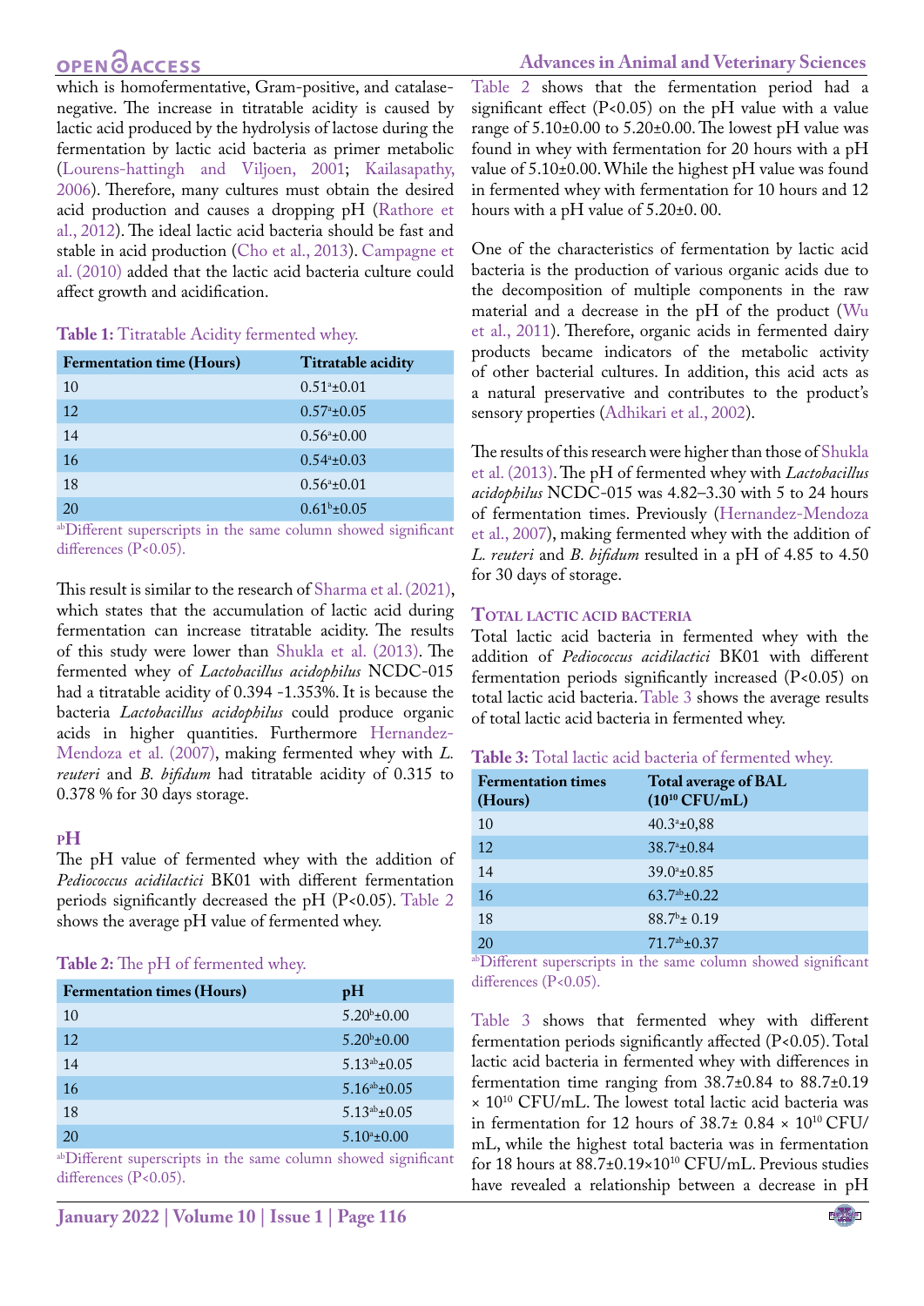which is homofermentative, Gram-positive, and catalase-negative. The increase in titratable acidity is caused by lactic acid produced by the hydrolysis of lactose during the fermentation by lactic acid bacteria as primer metabolic (Lourens-hattingh and Viljoen, 2001; Kailasapathy, 2006). Therefore, many cultures must obtain the desired acid production and causes a dropping pH (Rathore et al., 2012). The ideal lactic acid bacteria should be fast and stable in acid production (Cho et al., 2013). Campagne et al. (2010) added that the lactic acid bacteria culture could affect growth and acidification.

**Table 1:** Titratable Acidity fermented whey.

| Fermentation time (Hours) | Titratable acidity |
|---|---|
| 10 | $0.51^{a}$±0.01 |
| 12 | $0.57^{a}$±0.05 |
| 14 | $0.56^{a}$±0.00 |
| 16 | $0.54^{a}$±0.03 |
| 18 | $0.56^{a}$±0.01 |
| 20 | $0.61^{b}$±0.05 |

[ab]Different superscripts in the same column showed significant differences (P<0.05).

This result is similar to the research of Sharma et al. (2021), which states that the accumulation of lactic acid during fermentation can increase titratable acidity. The results of this study were lower than Shukla et al. (2013). The fermented whey of *Lactobacillus acidophilus* NCDC-015 had a titratable acidity of 0.394 -1.353%. It is because the bacteria *Lactobacillus acidophilus* could produce organic acids in higher quantities. Furthermore Hernandez-Mendoza et al. (2007), making fermented whey with *L. reuteri* and *B. bifidum* had titratable acidity of 0.315 to 0.378 % for 30 days storage.

## pH

The pH value of fermented whey with the addition of *Pediococcus acidilactici* BK01 with different fermentation periods significantly decreased the pH (P<0.05). Table 2 shows the average pH value of fermented whey.

**Table 2:** The pH of fermented whey.

| Fermentation times (Hours) | pH |
|---|---|
| 10 | $5.20^{b}$±0.00 |
| 12 | $5.20^{b}$±0.00 |
| 14 | $5.13^{ab}$±0.05 |
| 16 | $5.16^{ab}$±0.05 |
| 18 | $5.13^{ab}$±0.05 |
| 20 | $5.10^{a}$±0.00 |

[ab]Different superscripts in the same column showed significant differences (P<0.05).

Table 2 shows that the fermentation period had a significant effect (P<0.05) on the pH value with a value range of 5.10±0.00 to 5.20±0.00. The lowest pH value was found in whey with fermentation for 20 hours with a pH value of 5.10±0.00. While the highest pH value was found in fermented whey with fermentation for 10 hours and 12 hours with a pH value of 5.20±0. 00.

One of the characteristics of fermentation by lactic acid bacteria is the production of various organic acids due to the decomposition of multiple components in the raw material and a decrease in the pH of the product (Wu et al., 2011). Therefore, organic acids in fermented dairy products became indicators of the metabolic activity of other bacterial cultures. In addition, this acid acts as a natural preservative and contributes to the product's sensory properties (Adhikari et al., 2002).

The results of this research were higher than those of Shukla et al. (2013). The pH of fermented whey with *Lactobacillus acidophilus* NCDC-015 was 4.82–3.30 with 5 to 24 hours of fermentation times. Previously (Hernandez-Mendoza et al., 2007), making fermented whey with the addition of *L. reuteri* and *B. bifidum* resulted in a pH of 4.85 to 4.50 for 30 days of storage.

## Total lactic acid bacteria

Total lactic acid bacteria in fermented whey with the addition of *Pediococcus acidilactici* BK01 with different fermentation periods significantly increased (P<0.05) on total lactic acid bacteria. Table 3 shows the average results of total lactic acid bacteria in fermented whey.

**Table 3:** Total lactic acid bacteria of fermented whey.

| Fermentation times (Hours) | Total average of BAL ($10^{10}$ CFU/mL) |
|---|---|
| 10 | $40.3^{a}$±0,88 |
| 12 | $38.7^{a}$±0.84 |
| 14 | $39.0^{a}$±0.85 |
| 16 | $63.7^{ab}$±0.22 |
| 18 | $88.7^{b}$± 0.19 |
| 20 | $71.7^{ab}$±0.37 |

[ab]Different superscripts in the same column showed significant differences (P<0.05).

Table 3 shows that fermented whey with different fermentation periods significantly affected (P<0.05). Total lactic acid bacteria in fermented whey with differences in fermentation time ranging from 38.7±0.84 to 88.7±0.19 × $10^{10}$ CFU/mL. The lowest total lactic acid bacteria was in fermentation for 12 hours of 38.7± 0.84 × $10^{10}$ CFU/mL, while the highest total bacteria was in fermentation for 18 hours at 88.7±0.19×$10^{10}$ CFU/mL. Previous studies have revealed a relationship between a decrease in pH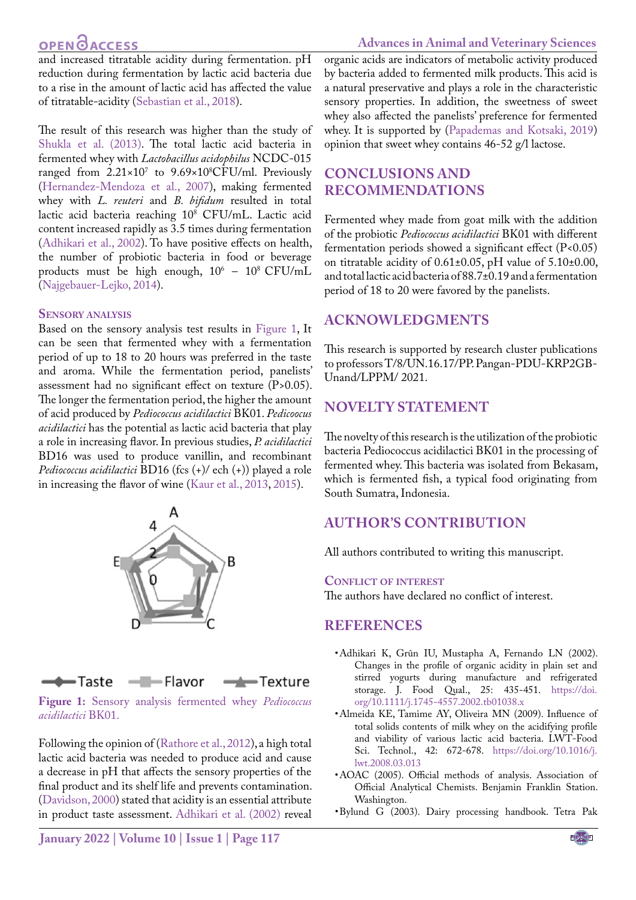and increased titratable acidity during fermentation. pH reduction during fermentation by lactic acid bacteria due to a rise in the amount of lactic acid has affected the value of titratable-acidity (Sebastian et al., 2018).

The result of this research was higher than the study of Shukla et al. (2013). The total lactic acid bacteria in fermented whey with *Lactobacillus acidophilus* NCDC-015 ranged from $2.21 \times 10^7$ to $9.69 \times 10^8$CFU/ml. Previously (Hernandez-Mendoza et al., 2007), making fermented whey with *L. reuteri* and *B. bifidum* resulted in total lactic acid bacteria reaching $10^8$ CFU/mL. Lactic acid content increased rapidly as 3.5 times during fermentation (Adhikari et al., 2002). To have positive effects on health, the number of probiotic bacteria in food or beverage products must be high enough, $10^6$ – $10^8$ CFU/mL (Najgebauer-Lejko, 2014).

### Sensory analysis

Based on the sensory analysis test results in Figure 1, It can be seen that fermented whey with a fermentation period of up to 18 to 20 hours was preferred in the taste and aroma. While the fermentation period, panelists' assessment had no significant effect on texture (P>0.05). The longer the fermentation period, the higher the amount of acid produced by *Pediococcus acidilactici* BK01. *Pedicoocus acidilactici* has the potential as lactic acid bacteria that play a role in increasing flavor. In previous studies, *P. acidilactici* BD16 was used to produce vanillin, and recombinant *Pediococcus acidilactici* BD16 (fcs (+)/ ech (+)) played a role in increasing the flavor of wine (Kaur et al., 2013, 2015).

**Figure 1:** Sensory analysis fermented whey *Pediococcus acidilactici* BK01.

Following the opinion of (Rathore et al., 2012), a high total lactic acid bacteria was needed to produce acid and cause a decrease in pH that affects the sensory properties of the final product and its shelf life and prevents contamination. (Davidson, 2000) stated that acidity is an essential attribute in product taste assessment. Adhikari et al. (2002) reveal organic acids are indicators of metabolic activity produced by bacteria added to fermented milk products. This acid is a natural preservative and plays a role in the characteristic sensory properties. In addition, the sweetness of sweet whey also affected the panelists' preference for fermented whey. It is supported by (Papademas and Kotsaki, 2019) opinion that sweet whey contains 46-52 g/l lactose.

## CONCLUSIONS AND RECOMMENDATIONS

Fermented whey made from goat milk with the addition of the probiotic *Pediococcus acidilactici* BK01 with different fermentation periods showed a significant effect (P<0.05) on titratable acidity of 0.61±0.05, pH value of 5.10±0.00, and total lactic acid bacteria of 88.7±0.19 and a fermentation period of 18 to 20 were favored by the panelists.

## ACKNOWLEDGMENTS

This research is supported by research cluster publications to professors T/8/UN.16.17/PP. Pangan-PDU-KRP2GB-Unand/LPPM/ 2021.

## NOVELTY STATEMENT

The novelty of this research is the utilization of the probiotic bacteria Pediococcus acidilactici BK01 in the processing of fermented whey. This bacteria was isolated from Bekasam, which is fermented fish, a typical food originating from South Sumatra, Indonesia.

## AUTHOR'S CONTRIBUTION

All authors contributed to writing this manuscript.

### Conflict of interest

The authors have declared no conflict of interest.

## REFERENCES

- Adhikari K, Grûn IU, Mustapha A, Fernando LN (2002). Changes in the profile of organic acidity in plain set and stirred yogurts during manufacture and refrigerated storage. J. Food Qual., 25: 435-451. https://doi.org/10.1111/j.1745-4557.2002.tb01038.x
- Almeida KE, Tamime AY, Oliveira MN (2009). Influence of total solids contents of milk whey on the acidifying profile and viability of various lactic acid bacteria. LWT-Food Sci. Technol., 42: 672-678. https://doi.org/10.1016/j.lwt.2008.03.013
- AOAC (2005). Official methods of analysis. Association of Official Analytical Chemists. Benjamin Franklin Station. Washington.
- Bylund G (2003). Dairy processing handbook. Tetra Pak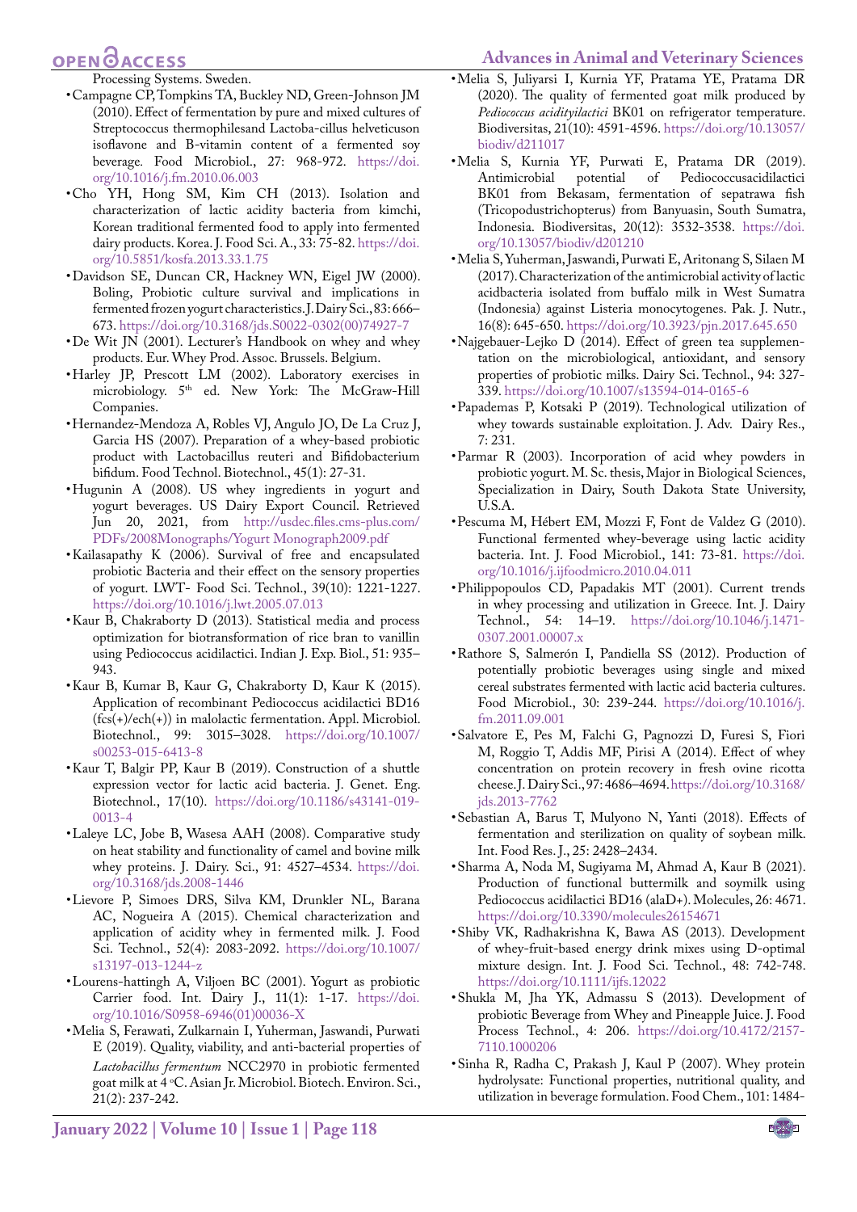Processing Systems. Sweden.

- Campagne CP, Tompkins TA, Buckley ND, Green-Johnson JM (2010). Effect of fermentation by pure and mixed cultures of Streptococcus thermophilesand Lactoba-cillus helveticuson isoflavone and B-vitamin content of a fermented soy beverage. Food Microbiol., 27: 968-972. https://doi.org/10.1016/j.fm.2010.06.003
- Cho YH, Hong SM, Kim CH (2013). Isolation and characterization of lactic acidity bacteria from kimchi, Korean traditional fermented food to apply into fermented dairy products. Korea. J. Food Sci. A., 33: 75-82. https://doi.org/10.5851/kosfa.2013.33.1.75
- Davidson SE, Duncan CR, Hackney WN, Eigel JW (2000). Boling, Probiotic culture survival and implications in fermented frozen yogurt characteristics. J. Dairy Sci., 83: 666–673. https://doi.org/10.3168/jds.S0022-0302(00)74927-7
- De Wit JN (2001). Lecturer's Handbook on whey and whey products. Eur. Whey Prod. Assoc. Brussels. Belgium.
- Harley JP, Prescott LM (2002). Laboratory exercises in microbiology. 5th ed. New York: The McGraw-Hill Companies.
- Hernandez-Mendoza A, Robles VJ, Angulo JO, De La Cruz J, Garcia HS (2007). Preparation of a whey-based probiotic product with Lactobacillus reuteri and Bifidobacterium bifidum. Food Technol. Biotechnol., 45(1): 27-31.
- Hugunin A (2008). US whey ingredients in yogurt and yogurt beverages. US Dairy Export Council. Retrieved Jun 20, 2021, from http://usdec.files.cms-plus.com/PDFs/2008Monographs/Yogurt Monograph2009.pdf
- Kailasapathy K (2006). Survival of free and encapsulated probiotic Bacteria and their effect on the sensory properties of yogurt. LWT- Food Sci. Technol., 39(10): 1221-1227. https://doi.org/10.1016/j.lwt.2005.07.013
- Kaur B, Chakraborty D (2013). Statistical media and process optimization for biotransformation of rice bran to vanillin using Pediococcus acidilactici. Indian J. Exp. Biol., 51: 935–943.
- Kaur B, Kumar B, Kaur G, Chakraborty D, Kaur K (2015). Application of recombinant Pediococcus acidilactici BD16 (fcs(+)/ech(+)) in malolactic fermentation. Appl. Microbiol. Biotechnol., 99: 3015–3028. https://doi.org/10.1007/s00253-015-6413-8
- Kaur T, Balgir PP, Kaur B (2019). Construction of a shuttle expression vector for lactic acid bacteria. J. Genet. Eng. Biotechnol., 17(10). https://doi.org/10.1186/s43141-019-0013-4
- Laleye LC, Jobe B, Wasesa AAH (2008). Comparative study on heat stability and functionality of camel and bovine milk whey proteins. J. Dairy. Sci., 91: 4527–4534. https://doi.org/10.3168/jds.2008-1446
- Lievore P, Simoes DRS, Silva KM, Drunkler NL, Barana AC, Nogueira A (2015). Chemical characterization and application of acidity whey in fermented milk. J. Food Sci. Technol., 52(4): 2083-2092. https://doi.org/10.1007/s13197-013-1244-z
- Lourens-hattingh A, Viljoen BC (2001). Yogurt as probiotic Carrier food. Int. Dairy J., 11(1): 1-17. https://doi.org/10.1016/S0958-6946(01)00036-X
- Melia S, Ferawati, Zulkarnain I, Yuherman, Jaswandi, Purwati E (2019). Quality, viability, and anti-bacterial properties of *Lactobacillus fermentum* NCC2970 in probiotic fermented goat milk at 4 °C. Asian Jr. Microbiol. Biotech. Environ. Sci., 21(2): 237-242.
- Melia S, Juliyarsi I, Kurnia YF, Pratama YE, Pratama DR (2020). The quality of fermented goat milk produced by *Pediococcus acidityilactici* BK01 on refrigerator temperature. Biodiversitas, 21(10): 4591-4596. https://doi.org/10.13057/biodiv/d211017
- Melia S, Kurnia YF, Purwati E, Pratama DR (2019). Antimicrobial potential of Pediococcusacidilactici BK01 from Bekasam, fermentation of sepatrawa fish (Tricopodustrichopterus) from Banyuasin, South Sumatra, Indonesia. Biodiversitas, 20(12): 3532-3538. https://doi.org/10.13057/biodiv/d201210
- Melia S, Yuherman, Jaswandi, Purwati E, Aritonang S, Silaen M (2017). Characterization of the antimicrobial activity of lactic acidbacteria isolated from buffalo milk in West Sumatra (Indonesia) against Listeria monocytogenes. Pak. J. Nutr., 16(8): 645-650. https://doi.org/10.3923/pjn.2017.645.650
- Najgebauer-Lejko D (2014). Effect of green tea supplementation on the microbiological, antioxidant, and sensory properties of probiotic milks. Dairy Sci. Technol., 94: 327-339. https://doi.org/10.1007/s13594-014-0165-6
- Papademas P, Kotsaki P (2019). Technological utilization of whey towards sustainable exploitation. J. Adv. Dairy Res., 7: 231.
- Parmar R (2003). Incorporation of acid whey powders in probiotic yogurt. M. Sc. thesis, Major in Biological Sciences, Specialization in Dairy, South Dakota State University, U.S.A.
- Pescuma M, Hébert EM, Mozzi F, Font de Valdez G (2010). Functional fermented whey-beverage using lactic acidity bacteria. Int. J. Food Microbiol., 141: 73-81. https://doi.org/10.1016/j.ijfoodmicro.2010.04.011
- Philippopoulos CD, Papadakis MT (2001). Current trends in whey processing and utilization in Greece. Int. J. Dairy Technol., 54: 14–19. https://doi.org/10.1046/j.1471-0307.2001.00007.x
- Rathore S, Salmerón I, Pandiella SS (2012). Production of potentially probiotic beverages using single and mixed cereal substrates fermented with lactic acid bacteria cultures. Food Microbiol., 30: 239-244. https://doi.org/10.1016/j.fm.2011.09.001
- Salvatore E, Pes M, Falchi G, Pagnozzi D, Furesi S, Fiori M, Roggio T, Addis MF, Pirisi A (2014). Effect of whey concentration on protein recovery in fresh ovine ricotta cheese. J. Dairy Sci., 97: 4686–4694. https://doi.org/10.3168/jds.2013-7762
- Sebastian A, Barus T, Mulyono N, Yanti (2018). Effects of fermentation and sterilization on quality of soybean milk. Int. Food Res. J., 25: 2428–2434.
- Sharma A, Noda M, Sugiyama M, Ahmad A, Kaur B (2021). Production of functional buttermilk and soymilk using Pediococcus acidilactici BD16 (alaD+). Molecules, 26: 4671. https://doi.org/10.3390/molecules26154671
- Shiby VK, Radhakrishna K, Bawa AS (2013). Development of whey-fruit-based energy drink mixes using D-optimal mixture design. Int. J. Food Sci. Technol., 48: 742-748. https://doi.org/10.1111/ijfs.12022
- Shukla M, Jha YK, Admassu S (2013). Development of probiotic Beverage from Whey and Pineapple Juice. J. Food Process Technol., 4: 206. https://doi.org/10.4172/2157-7110.1000206
- Sinha R, Radha C, Prakash J, Kaul P (2007). Whey protein hydrolysate: Functional properties, nutritional quality, and utilization in beverage formulation. Food Chem., 101: 1484-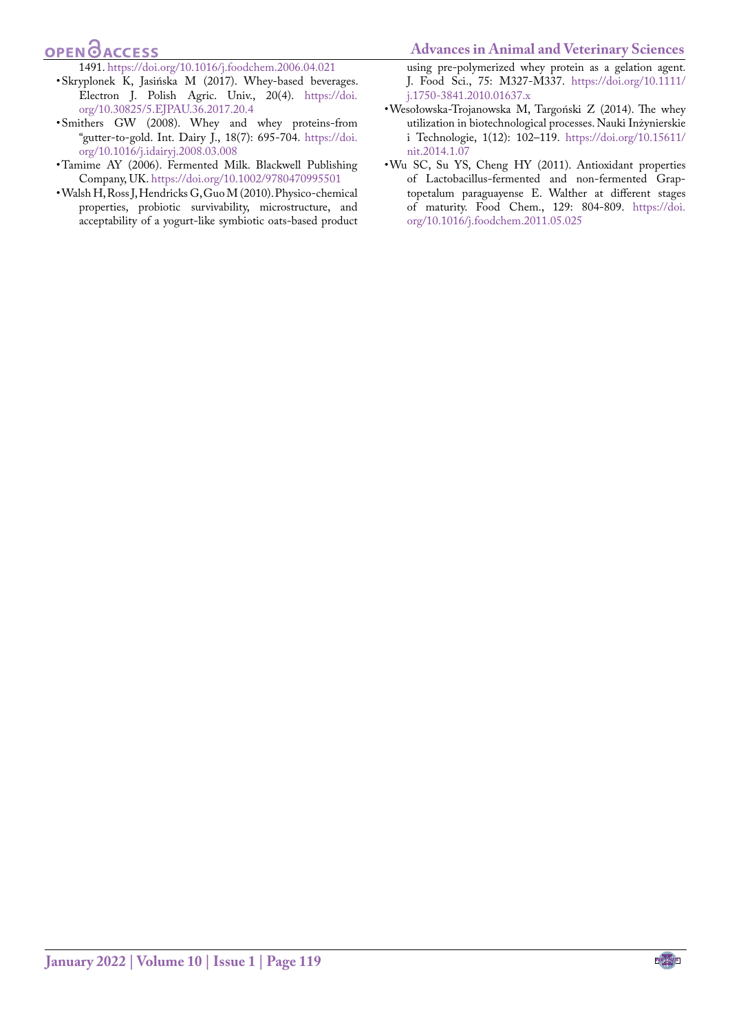1491. https://doi.org/10.1016/j.foodchem.2006.04.021

- Skryplonek K, Jasińska M (2017). Whey-based beverages. Electron J. Polish Agric. Univ., 20(4). https://doi.org/10.30825/5.EJPAU.36.2017.20.4
- Smithers GW (2008). Whey and whey proteins-from "gutter-to-gold. Int. Dairy J., 18(7): 695-704. https://doi.org/10.1016/j.idairyj.2008.03.008
- Tamime AY (2006). Fermented Milk. Blackwell Publishing Company, UK. https://doi.org/10.1002/9780470995501
- Walsh H, Ross J, Hendricks G, Guo M (2010). Physico-chemical properties, probiotic survivability, microstructure, and acceptability of a yogurt-like symbiotic oats-based product using pre-polymerized whey protein as a gelation agent. J. Food Sci., 75: M327-M337. https://doi.org/10.1111/j.1750-3841.2010.01637.x
- Wesołowska-Trojanowska M, Targoński Z (2014). The whey utilization in biotechnological processes. Nauki Inżynierskie i Technologie, 1(12): 102–119. https://doi.org/10.15611/nit.2014.1.07
- Wu SC, Su YS, Cheng HY (2011). Antioxidant properties of Lactobacillus-fermented and non-fermented Graptopetalum paraguayense E. Walther at different stages of maturity. Food Chem., 129: 804-809. https://doi.org/10.1016/j.foodchem.2011.05.025